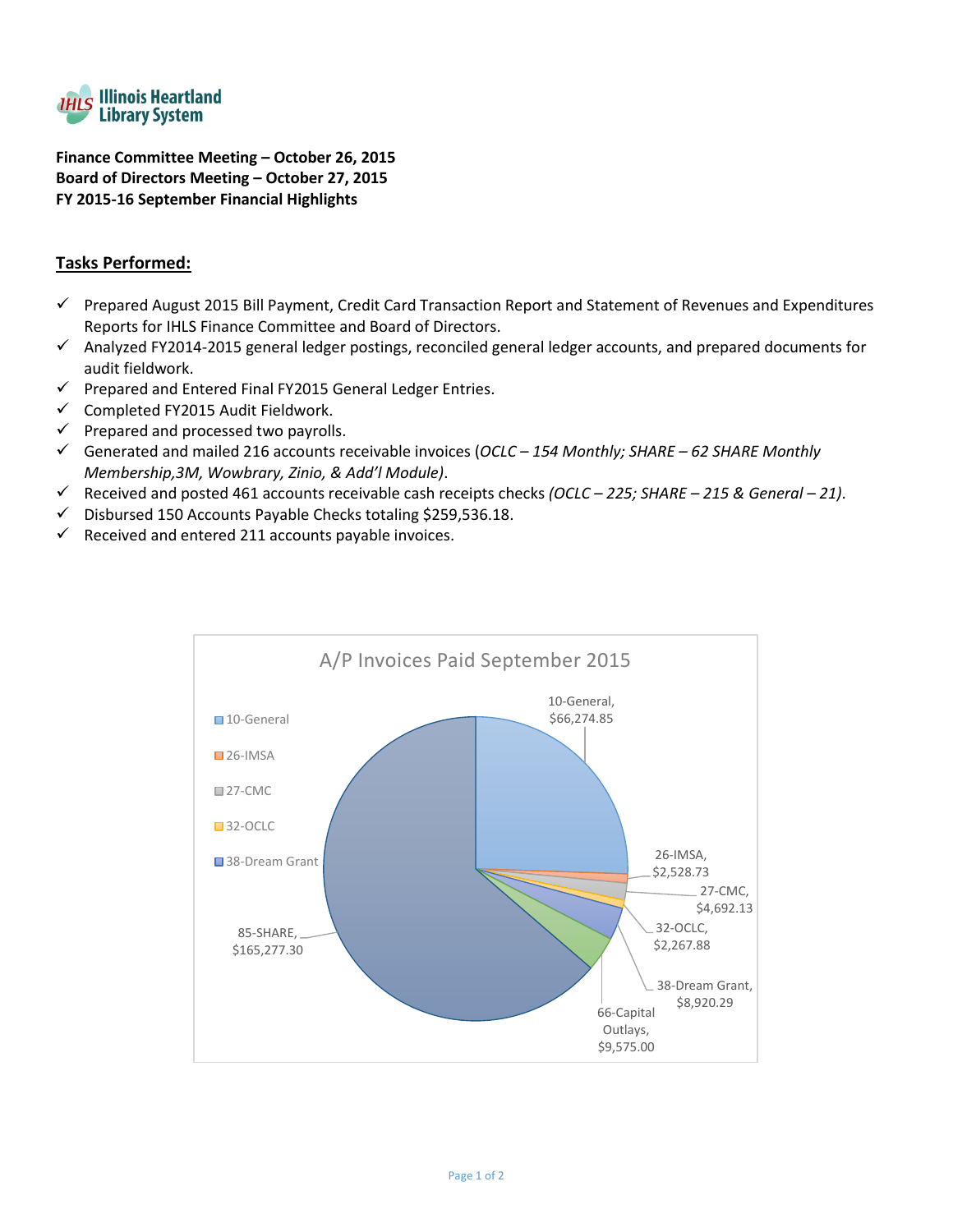Illinois Heartland Library System

**Finance Committee Meeting – October 26, 2015**
**Board of Directors Meeting – October 27, 2015**
**FY 2015-16 September Financial Highlights**

## Tasks Performed:

- ✓ Prepared August 2015 Bill Payment, Credit Card Transaction Report and Statement of Revenues and Expenditures Reports for IHLS Finance Committee and Board of Directors.
- ✓ Analyzed FY2014-2015 general ledger postings, reconciled general ledger accounts, and prepared documents for audit fieldwork.
- ✓ Prepared and Entered Final FY2015 General Ledger Entries.
- ✓ Completed FY2015 Audit Fieldwork.
- ✓ Prepared and processed two payrolls.
- ✓ Generated and mailed 216 accounts receivable invoices (*OCLC – 154 Monthly; SHARE – 62 SHARE Monthly Membership,3M, Wowbrary, Zinio, & Add'l Module)*.
- ✓ Received and posted 461 accounts receivable cash receipts checks *(OCLC – 225; SHARE – 215 & General – 21)*.
- ✓ Disbursed 150 Accounts Payable Checks totaling $259,536.18.
- ✓ Received and entered 211 accounts payable invoices.

**A/P Invoices Paid September 2015**

| Fund | Amount |
|---|---|
| 10-General | $66,274.85 |
| 26-IMSA | $2,528.73 |
| 27-CMC | $4,692.13 |
| 32-OCLC | $2,267.88 |
| 38-Dream Grant | $8,920.29 |
| 66-Capital Outlays | $9,575.00 |
| 85-SHARE | $165,277.30 |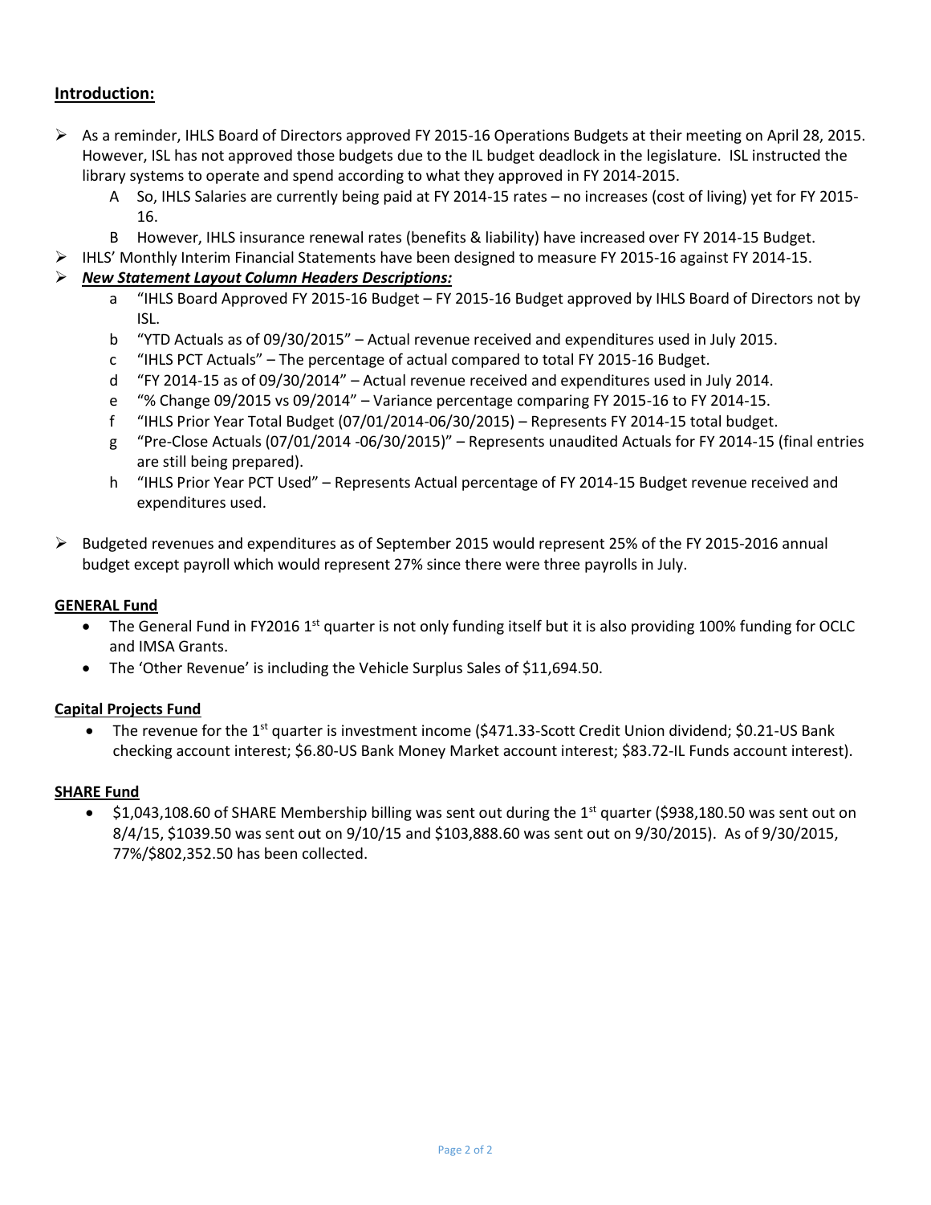## Introduction:

- As a reminder, IHLS Board of Directors approved FY 2015-16 Operations Budgets at their meeting on April 28, 2015. However, ISL has not approved those budgets due to the IL budget deadlock in the legislature. ISL instructed the library systems to operate and spend according to what they approved in FY 2014-2015.
  - A So, IHLS Salaries are currently being paid at FY 2014-15 rates – no increases (cost of living) yet for FY 2015-16.
  - B However, IHLS insurance renewal rates (benefits & liability) have increased over FY 2014-15 Budget.
- IHLS' Monthly Interim Financial Statements have been designed to measure FY 2015-16 against FY 2014-15.
- ***New Statement Layout Column Headers Descriptions:***
  - a "IHLS Board Approved FY 2015-16 Budget – FY 2015-16 Budget approved by IHLS Board of Directors not by ISL.
  - b "YTD Actuals as of 09/30/2015" – Actual revenue received and expenditures used in July 2015.
  - c "IHLS PCT Actuals" – The percentage of actual compared to total FY 2015-16 Budget.
  - d "FY 2014-15 as of 09/30/2014" – Actual revenue received and expenditures used in July 2014.
  - e "% Change 09/2015 vs 09/2014" – Variance percentage comparing FY 2015-16 to FY 2014-15.
  - f "IHLS Prior Year Total Budget (07/01/2014-06/30/2015) – Represents FY 2014-15 total budget.
  - g "Pre-Close Actuals (07/01/2014 -06/30/2015)" – Represents unaudited Actuals for FY 2014-15 (final entries are still being prepared).
  - h "IHLS Prior Year PCT Used" – Represents Actual percentage of FY 2014-15 Budget revenue received and expenditures used.

- Budgeted revenues and expenditures as of September 2015 would represent 25% of the FY 2015-2016 annual budget except payroll which would represent 27% since there were three payrolls in July.

**GENERAL Fund**

- The General Fund in FY2016 1st quarter is not only funding itself but it is also providing 100% funding for OCLC and IMSA Grants.
- The 'Other Revenue' is including the Vehicle Surplus Sales of $11,694.50.

**Capital Projects Fund**

- The revenue for the 1st quarter is investment income ($471.33-Scott Credit Union dividend; $0.21-US Bank checking account interest; $6.80-US Bank Money Market account interest; $83.72-IL Funds account interest).

**SHARE Fund**

- $1,043,108.60 of SHARE Membership billing was sent out during the 1st quarter ($938,180.50 was sent out on 8/4/15, $1039.50 was sent out on 9/10/15 and $103,888.60 was sent out on 9/30/2015). As of 9/30/2015, 77%/$802,352.50 has been collected.